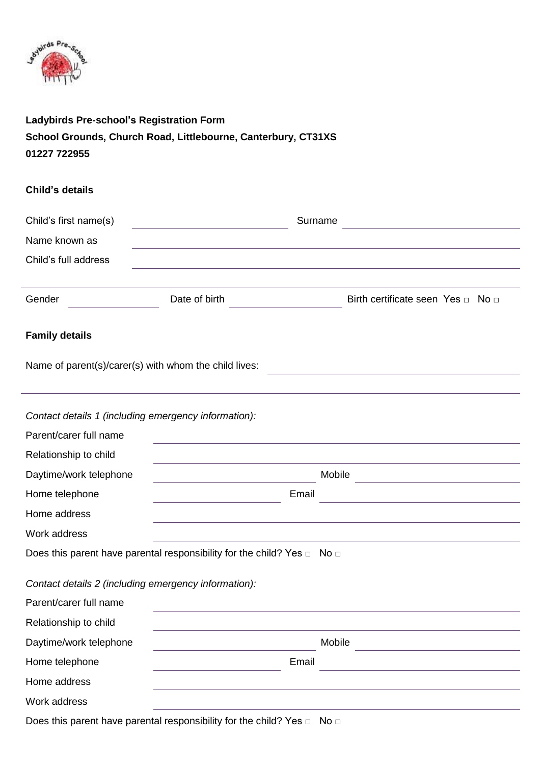**Ladybirds Pre-school's Registration Form**
**School Grounds, Church Road, Littlebourne, Canterbury, CT31XS**
**01227 722955**

**Child's details**

Child's first name(s) \_\_\_\_\_\_\_\_\_\_\_\_\_\_\_\_ Surname \_\_\_\_\_\_\_\_\_\_\_\_\_\_\_\_

Name known as \_\_\_\_\_\_\_\_\_\_\_\_\_\_\_\_

Child's full address \_\_\_\_\_\_\_\_\_\_\_\_\_\_\_\_

\_\_\_\_\_\_\_\_\_\_\_\_\_\_\_\_

Gender \_\_\_\_\_\_\_\_ Date of birth \_\_\_\_\_\_\_\_ Birth certificate seen Yes □ No □

**Family details**

Name of parent(s)/carer(s) with whom the child lives: \_\_\_\_\_\_\_\_\_\_\_\_\_\_\_\_

\_\_\_\_\_\_\_\_\_\_\_\_\_\_\_\_

*Contact details 1 (including emergency information):*

Parent/carer full name \_\_\_\_\_\_\_\_\_\_\_\_\_\_\_\_

Relationship to child \_\_\_\_\_\_\_\_\_\_\_\_\_\_\_\_

Daytime/work telephone \_\_\_\_\_\_\_\_ Mobile \_\_\_\_\_\_\_\_

Home telephone \_\_\_\_\_\_\_\_ Email \_\_\_\_\_\_\_\_

Home address \_\_\_\_\_\_\_\_\_\_\_\_\_\_\_\_

Work address \_\_\_\_\_\_\_\_\_\_\_\_\_\_\_\_

Does this parent have parental responsibility for the child? Yes □ No □

*Contact details 2 (including emergency information):*

Parent/carer full name \_\_\_\_\_\_\_\_\_\_\_\_\_\_\_\_

Relationship to child \_\_\_\_\_\_\_\_\_\_\_\_\_\_\_\_

Daytime/work telephone \_\_\_\_\_\_\_\_ Mobile \_\_\_\_\_\_\_\_

Home telephone \_\_\_\_\_\_\_\_ Email \_\_\_\_\_\_\_\_

Home address \_\_\_\_\_\_\_\_\_\_\_\_\_\_\_\_

Work address \_\_\_\_\_\_\_\_\_\_\_\_\_\_\_\_

Does this parent have parental responsibility for the child? Yes □ No □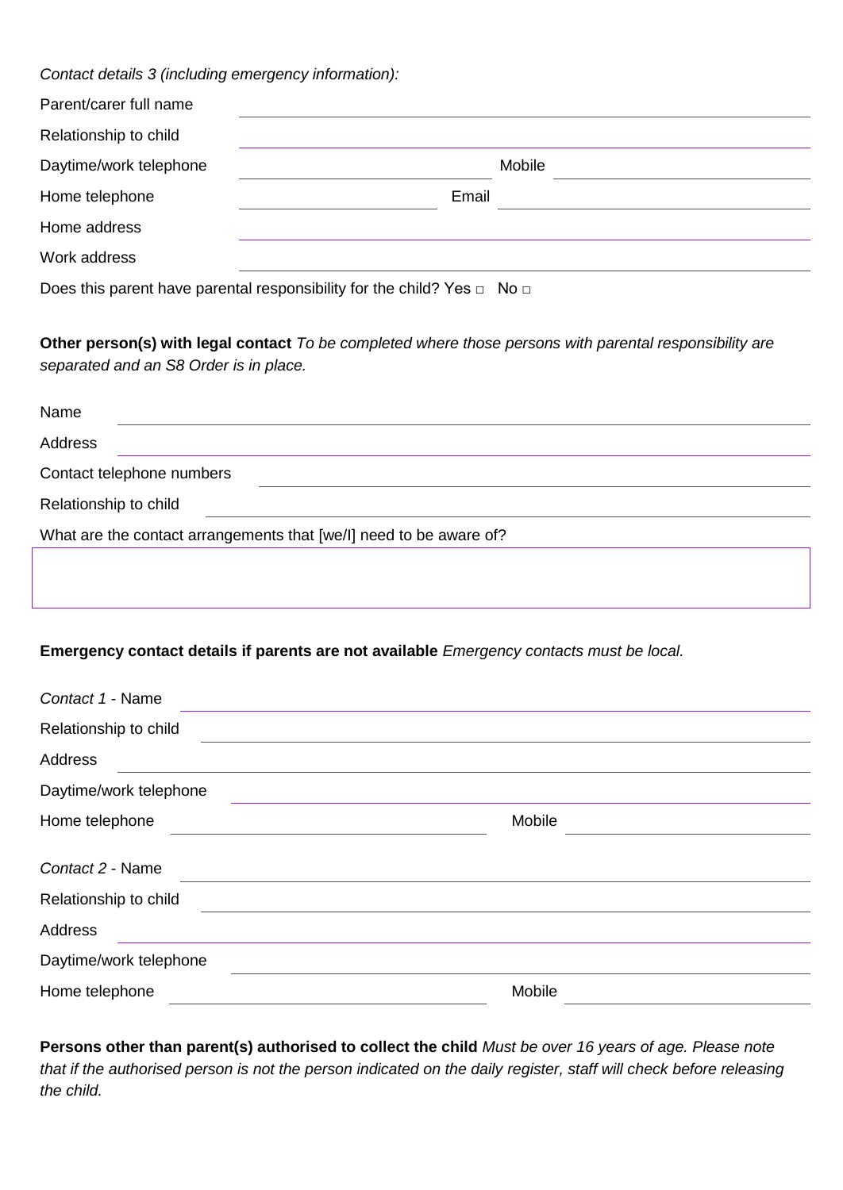*Contact details 3 (including emergency information):*

Parent/carer full name

Relationship to child

Daytime/work telephone Mobile

Home telephone Email

Home address

Work address

Does this parent have parental responsibility for the child? Yes □ No □

**Other person(s) with legal contact** *To be completed where those persons with parental responsibility are separated and an S8 Order is in place.*

Name

Address

Contact telephone numbers

Relationship to child

What are the contact arrangements that [we/I] need to be aware of?

**Emergency contact details if parents are not available** *Emergency contacts must be local.*

*Contact 1* - Name

Relationship to child

Address

Daytime/work telephone

Home telephone Mobile

*Contact 2* - Name

Relationship to child

Address

Daytime/work telephone

Home telephone Mobile

**Persons other than parent(s) authorised to collect the child** *Must be over 16 years of age. Please note that if the authorised person is not the person indicated on the daily register, staff will check before releasing the child.*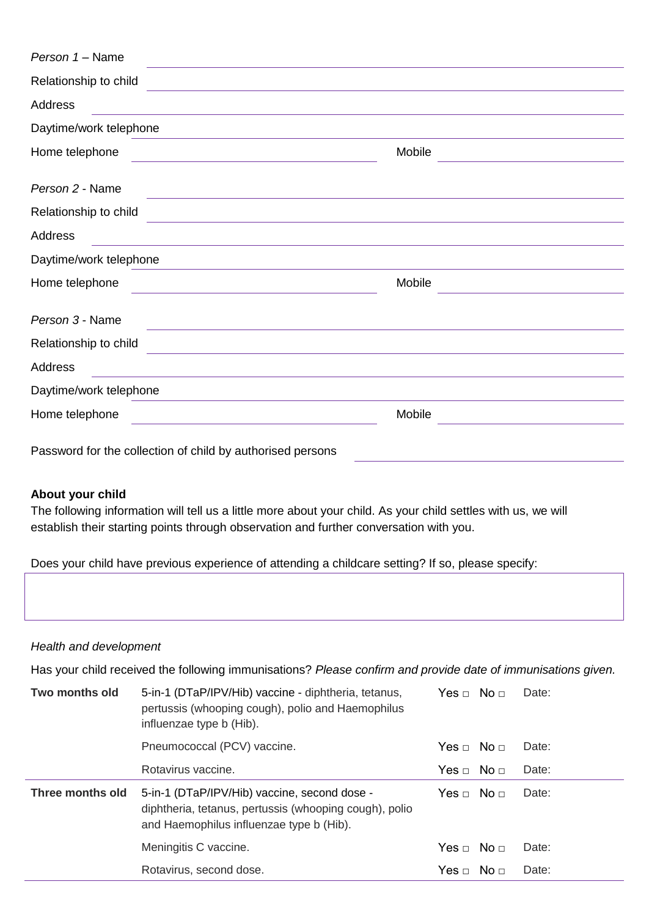*Person 1* – Name

Relationship to child

Address

Daytime/work telephone

Home telephone Mobile

*Person 2* - Name

Relationship to child

Address

Daytime/work telephone

Home telephone Mobile

*Person 3* - Name

Relationship to child

Address

Daytime/work telephone

Home telephone Mobile

Password for the collection of child by authorised persons

**About your child**

The following information will tell us a little more about your child. As your child settles with us, we will establish their starting points through observation and further conversation with you.

Does your child have previous experience of attending a childcare setting? If so, please specify:

*Health and development*

Has your child received the following immunisations? *Please confirm and provide date of immunisations given.*

| | | | |
|---|---|---|---|
| **Two months old** | 5-in-1 (DTaP/IPV/Hib) vaccine - diphtheria, tetanus, pertussis (whooping cough), polio and Haemophilus influenzae type b (Hib). | Yes □ No □ | Date: |
| | Pneumococcal (PCV) vaccine. | Yes □ No □ | Date: |
| | Rotavirus vaccine. | Yes □ No □ | Date: |
| **Three months old** | 5-in-1 (DTaP/IPV/Hib) vaccine, second dose - diphtheria, tetanus, pertussis (whooping cough), polio and Haemophilus influenzae type b (Hib). | Yes □ No □ | Date: |
| | Meningitis C vaccine. | Yes □ No □ | Date: |
| | Rotavirus, second dose. | Yes □ No □ | Date: |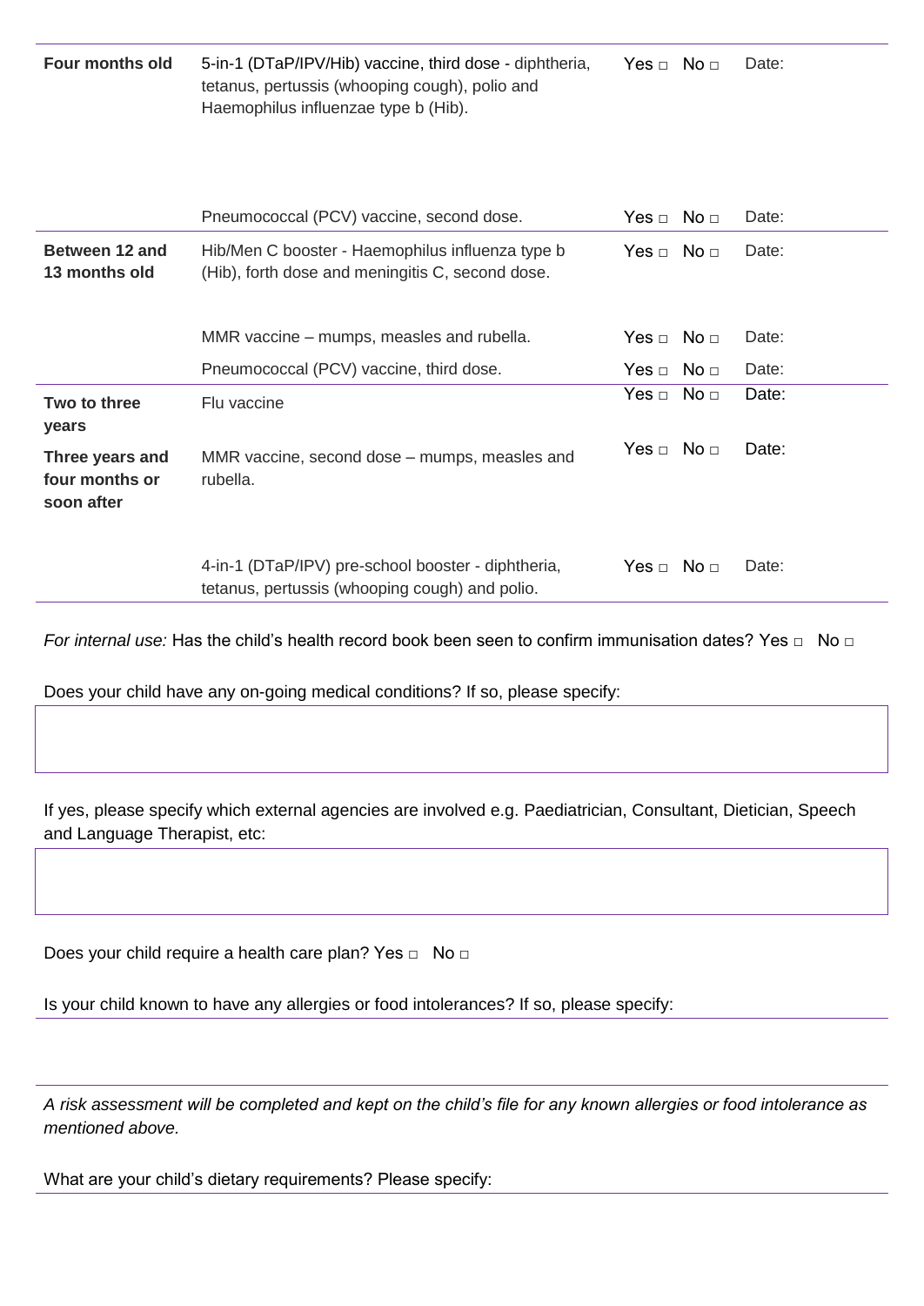| | | | |
|---|---|---|---|
| **Four months old** | 5-in-1 (DTaP/IPV/Hib) vaccine, third dose - diphtheria, tetanus, pertussis (whooping cough), polio and Haemophilus influenzae type b (Hib). | Yes □ No □ | Date: |
| | Pneumococcal (PCV) vaccine, second dose. | Yes □ No □ | Date: |
| **Between 12 and 13 months old** | Hib/Men C booster - Haemophilus influenza type b (Hib), forth dose and meningitis C, second dose. | Yes □ No □ | Date: |
| | MMR vaccine – mumps, measles and rubella. | Yes □ No □ | Date: |
| | Pneumococcal (PCV) vaccine, third dose. | Yes □ No □ | Date: |
| **Two to three years** | Flu vaccine | Yes □ No □ | Date: |
| **Three years and four months or soon after** | MMR vaccine, second dose – mumps, measles and rubella. | Yes □ No □ | Date: |
| | 4-in-1 (DTaP/IPV) pre-school booster - diphtheria, tetanus, pertussis (whooping cough) and polio. | Yes □ No □ | Date: |

*For internal use:* Has the child's health record book been seen to confirm immunisation dates? Yes □ No □

Does your child have any on-going medical conditions? If so, please specify:

If yes, please specify which external agencies are involved e.g. Paediatrician, Consultant, Dietician, Speech and Language Therapist, etc:

Does your child require a health care plan? Yes □ No □

Is your child known to have any allergies or food intolerances? If so, please specify:

*A risk assessment will be completed and kept on the child's file for any known allergies or food intolerance as mentioned above.*

What are your child's dietary requirements? Please specify: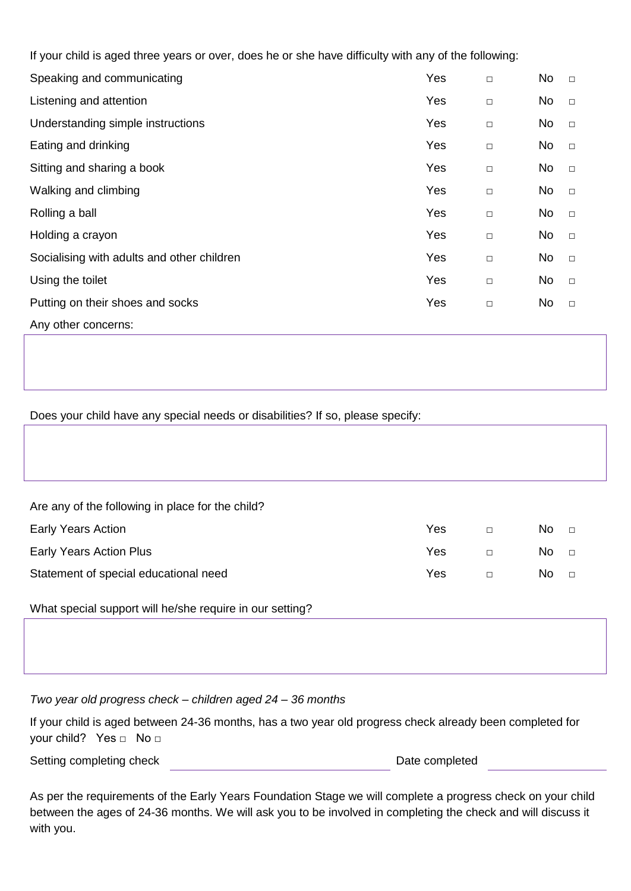If your child is aged three years or over, does he or she have difficulty with any of the following:

| | | | | |
|---|---|---|---|---|
| Speaking and communicating | Yes | □ | No | □ |
| Listening and attention | Yes | □ | No | □ |
| Understanding simple instructions | Yes | □ | No | □ |
| Eating and drinking | Yes | □ | No | □ |
| Sitting and sharing a book | Yes | □ | No | □ |
| Walking and climbing | Yes | □ | No | □ |
| Rolling a ball | Yes | □ | No | □ |
| Holding a crayon | Yes | □ | No | □ |
| Socialising with adults and other children | Yes | □ | No | □ |
| Using the toilet | Yes | □ | No | □ |
| Putting on their shoes and socks | Yes | □ | No | □ |

Any other concerns:

Does your child have any special needs or disabilities? If so, please specify:

Are any of the following in place for the child?

| | | | | |
|---|---|---|---|---|
| Early Years Action | Yes | □ | No | □ |
| Early Years Action Plus | Yes | □ | No | □ |
| Statement of special educational need | Yes | □ | No | □ |

What special support will he/she require in our setting?

*Two year old progress check – children aged 24 – 36 months*

If your child is aged between 24-36 months, has a two year old progress check already been completed for your child? Yes □ No □

Setting completing check ____________________ Date completed ____________

As per the requirements of the Early Years Foundation Stage we will complete a progress check on your child between the ages of 24-36 months. We will ask you to be involved in completing the check and will discuss it with you.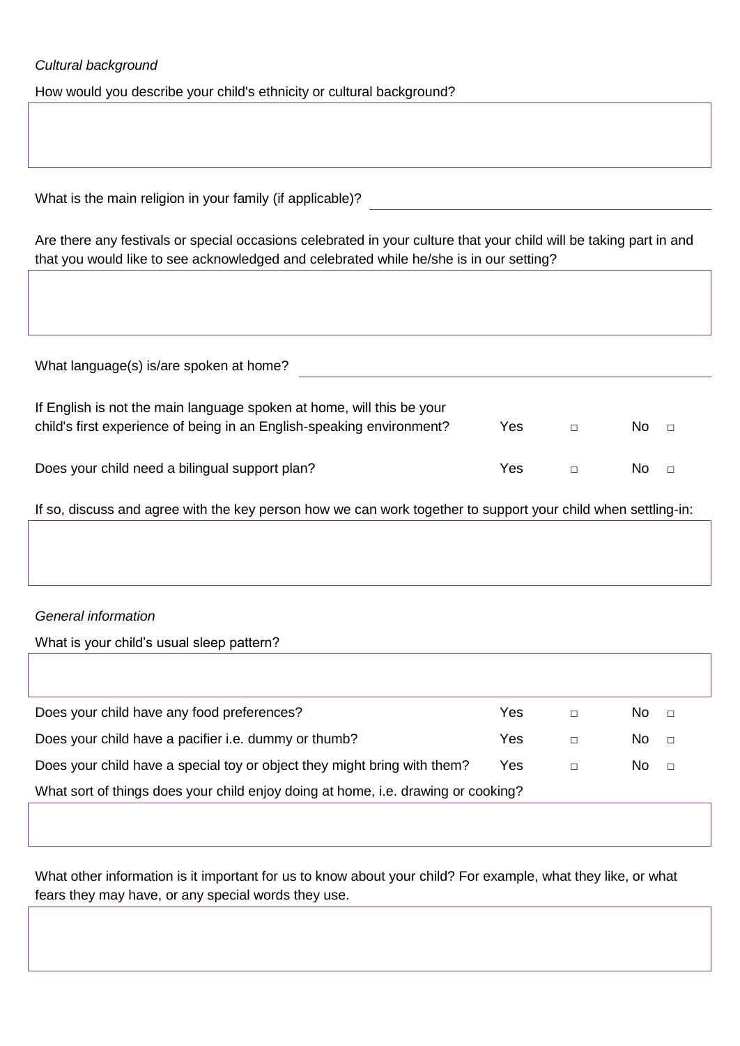*Cultural background*

How would you describe your child's ethnicity or cultural background?

What is the main religion in your family (if applicable)? \_\_\_\_\_\_\_\_\_\_\_\_\_\_\_\_\_\_\_\_

Are there any festivals or special occasions celebrated in your culture that your child will be taking part in and that you would like to see acknowledged and celebrated while he/she is in our setting?

What language(s) is/are spoken at home? \_\_\_\_\_\_\_\_\_\_\_\_\_\_\_\_\_\_\_\_

| | | |
|---|---|---|
| If English is not the main language spoken at home, will this be your child's first experience of being in an English-speaking environment? | Yes □ | No □ |
| Does your child need a bilingual support plan? | Yes □ | No □ |

If so, discuss and agree with the key person how we can work together to support your child when settling-in:

*General information*

What is your child's usual sleep pattern?

| | | |
|---|---|---|
| Does your child have any food preferences? | Yes □ | No □ |
| Does your child have a pacifier i.e. dummy or thumb? | Yes □ | No □ |
| Does your child have a special toy or object they might bring with them? | Yes □ | No □ |

What sort of things does your child enjoy doing at home, i.e. drawing or cooking?

What other information is it important for us to know about your child? For example, what they like, or what fears they may have, or any special words they use.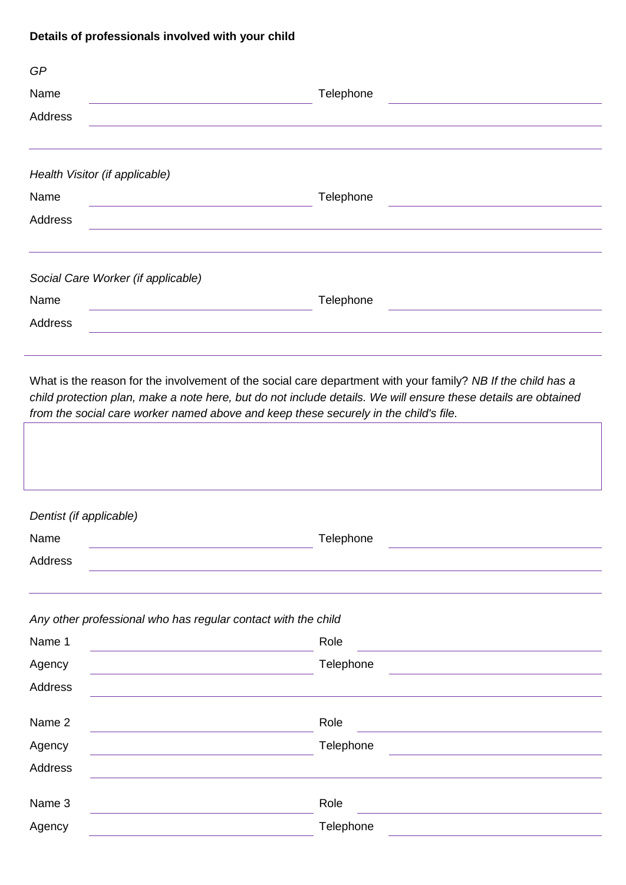**Details of professionals involved with your child**

*GP*

Name \_\_\_\_\_\_\_\_\_\_\_\_\_\_\_\_\_\_\_\_ Telephone \_\_\_\_\_\_\_\_\_\_\_\_\_\_\_\_\_\_\_\_

Address \_\_\_\_\_\_\_\_\_\_\_\_\_\_\_\_\_\_\_\_\_\_\_\_\_\_\_\_\_\_\_\_\_\_\_\_\_\_\_\_

*Health Visitor (if applicable)*

Name \_\_\_\_\_\_\_\_\_\_\_\_\_\_\_\_\_\_\_\_ Telephone \_\_\_\_\_\_\_\_\_\_\_\_\_\_\_\_\_\_\_\_

Address \_\_\_\_\_\_\_\_\_\_\_\_\_\_\_\_\_\_\_\_\_\_\_\_\_\_\_\_\_\_\_\_\_\_\_\_\_\_\_\_

*Social Care Worker (if applicable)*

Name \_\_\_\_\_\_\_\_\_\_\_\_\_\_\_\_\_\_\_\_ Telephone \_\_\_\_\_\_\_\_\_\_\_\_\_\_\_\_\_\_\_\_

Address \_\_\_\_\_\_\_\_\_\_\_\_\_\_\_\_\_\_\_\_\_\_\_\_\_\_\_\_\_\_\_\_\_\_\_\_\_\_\_\_

What is the reason for the involvement of the social care department with your family? *NB If the child has a child protection plan, make a note here, but do not include details. We will ensure these details are obtained from the social care worker named above and keep these securely in the child's file.*

*Dentist (if applicable)*

Name \_\_\_\_\_\_\_\_\_\_\_\_\_\_\_\_\_\_\_\_ Telephone \_\_\_\_\_\_\_\_\_\_\_\_\_\_\_\_\_\_\_\_

Address \_\_\_\_\_\_\_\_\_\_\_\_\_\_\_\_\_\_\_\_\_\_\_\_\_\_\_\_\_\_\_\_\_\_\_\_\_\_\_\_

*Any other professional who has regular contact with the child*

Name 1 \_\_\_\_\_\_\_\_\_\_\_\_\_\_\_\_\_\_\_\_ Role \_\_\_\_\_\_\_\_\_\_\_\_\_\_\_\_\_\_\_\_

Agency \_\_\_\_\_\_\_\_\_\_\_\_\_\_\_\_\_\_\_\_ Telephone \_\_\_\_\_\_\_\_\_\_\_\_\_\_\_\_\_\_\_\_

Address \_\_\_\_\_\_\_\_\_\_\_\_\_\_\_\_\_\_\_\_\_\_\_\_\_\_\_\_\_\_\_\_\_\_\_\_\_\_\_\_

Name 2 \_\_\_\_\_\_\_\_\_\_\_\_\_\_\_\_\_\_\_\_ Role \_\_\_\_\_\_\_\_\_\_\_\_\_\_\_\_\_\_\_\_

Agency \_\_\_\_\_\_\_\_\_\_\_\_\_\_\_\_\_\_\_\_ Telephone \_\_\_\_\_\_\_\_\_\_\_\_\_\_\_\_\_\_\_\_

Address \_\_\_\_\_\_\_\_\_\_\_\_\_\_\_\_\_\_\_\_\_\_\_\_\_\_\_\_\_\_\_\_\_\_\_\_\_\_\_\_

Name 3 \_\_\_\_\_\_\_\_\_\_\_\_\_\_\_\_\_\_\_\_ Role \_\_\_\_\_\_\_\_\_\_\_\_\_\_\_\_\_\_\_\_

Agency \_\_\_\_\_\_\_\_\_\_\_\_\_\_\_\_\_\_\_\_ Telephone \_\_\_\_\_\_\_\_\_\_\_\_\_\_\_\_\_\_\_\_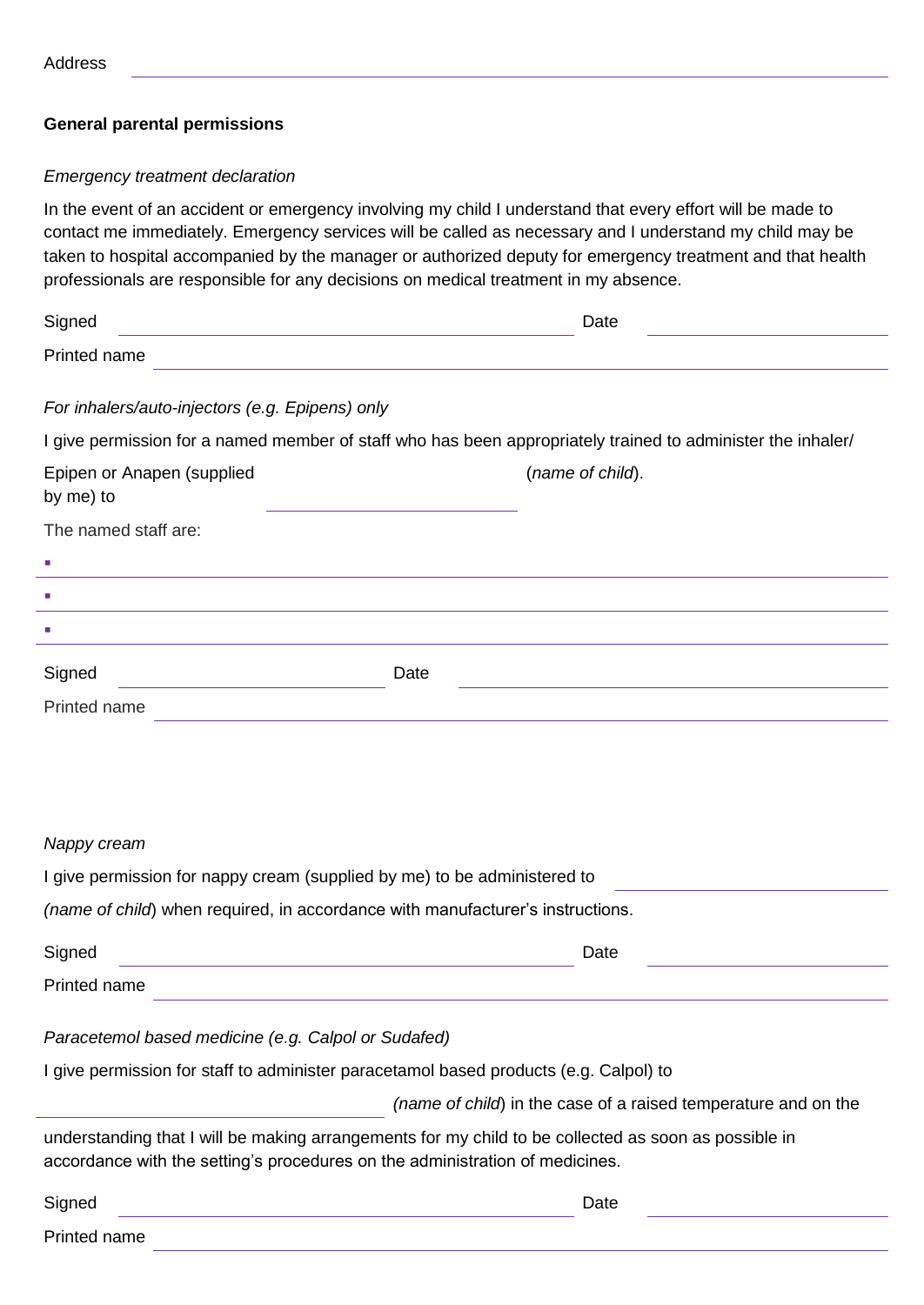Address \_\_\_\_\_\_\_\_\_\_\_\_\_\_\_\_\_\_\_\_\_\_\_\_\_\_\_\_\_\_\_\_

**General parental permissions**

*Emergency treatment declaration*

In the event of an accident or emergency involving my child I understand that every effort will be made to contact me immediately. Emergency services will be called as necessary and I understand my child may be taken to hospital accompanied by the manager or authorized deputy for emergency treatment and that health professionals are responsible for any decisions on medical treatment in my absence.

Signed \_\_\_\_\_\_\_\_\_\_\_\_\_\_\_\_\_\_\_\_ Date \_\_\_\_\_\_\_\_\_\_

Printed name \_\_\_\_\_\_\_\_\_\_\_\_\_\_\_\_\_\_\_\_\_\_\_\_\_\_\_\_\_\_

*For inhalers/auto-injectors (e.g. Epipens) only*

I give permission for a named member of staff who has been appropriately trained to administer the inhaler/ Epipen or Anapen (supplied by me) to \_\_\_\_\_\_\_\_\_\_\_\_\_\_\_\_ (*name of child*).

The named staff are:

- \_\_\_\_\_\_\_\_\_\_\_\_\_\_\_\_\_\_\_\_\_\_\_\_\_\_\_\_\_\_
- \_\_\_\_\_\_\_\_\_\_\_\_\_\_\_\_\_\_\_\_\_\_\_\_\_\_\_\_\_\_
- \_\_\_\_\_\_\_\_\_\_\_\_\_\_\_\_\_\_\_\_\_\_\_\_\_\_\_\_\_\_

Signed \_\_\_\_\_\_\_\_\_\_\_\_\_\_\_\_ Date \_\_\_\_\_\_\_\_\_\_\_\_\_\_\_\_

Printed name \_\_\_\_\_\_\_\_\_\_\_\_\_\_\_\_\_\_\_\_\_\_\_\_\_\_\_\_\_\_

*Nappy cream*

I give permission for nappy cream (supplied by me) to be administered to \_\_\_\_\_\_\_\_\_\_\_\_\_\_\_\_ *(name of child*) when required, in accordance with manufacturer's instructions.

Signed \_\_\_\_\_\_\_\_\_\_\_\_\_\_\_\_\_\_\_\_ Date \_\_\_\_\_\_\_\_\_\_

Printed name \_\_\_\_\_\_\_\_\_\_\_\_\_\_\_\_\_\_\_\_\_\_\_\_\_\_\_\_\_\_

*Paracetemol based medicine (e.g. Calpol or Sudafed)*

I give permission for staff to administer paracetamol based products (e.g. Calpol) to \_\_\_\_\_\_\_\_\_\_\_\_\_\_\_\_ *(name of child*) in the case of a raised temperature and on the understanding that I will be making arrangements for my child to be collected as soon as possible in accordance with the setting's procedures on the administration of medicines.

Signed \_\_\_\_\_\_\_\_\_\_\_\_\_\_\_\_\_\_\_\_ Date \_\_\_\_\_\_\_\_\_\_

Printed name \_\_\_\_\_\_\_\_\_\_\_\_\_\_\_\_\_\_\_\_\_\_\_\_\_\_\_\_\_\_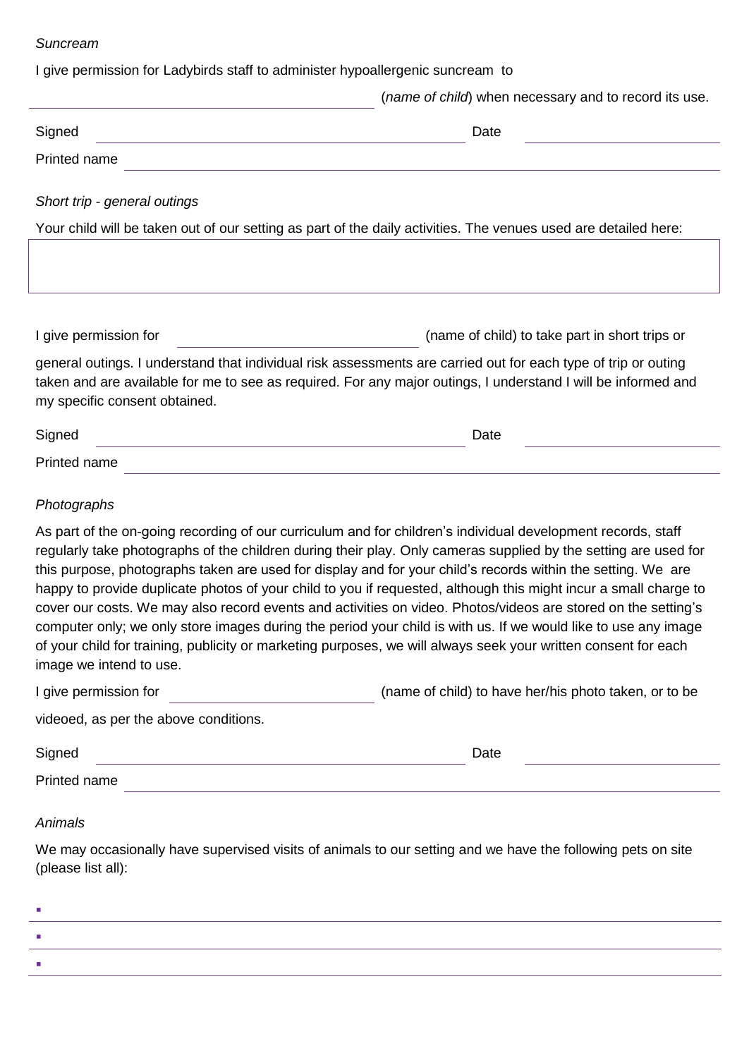*Suncream*

I give permission for Ladybirds staff to administer hypoallergenic suncream to

\_\_\_\_\_\_\_\_\_\_\_\_\_\_\_\_\_\_\_\_\_\_\_\_\_\_\_\_\_\_ (*name of child*) when necessary and to record its use.

Signed \_\_\_\_\_\_\_\_\_\_\_\_\_\_\_\_\_\_\_\_\_\_\_\_\_\_\_\_\_\_ Date \_\_\_\_\_\_\_\_\_\_\_\_\_\_\_\_

Printed name \_\_\_\_\_\_\_\_\_\_\_\_\_\_\_\_\_\_\_\_\_\_\_\_\_\_\_\_\_\_\_\_\_\_\_\_\_\_\_\_

*Short trip - general outings*

Your child will be taken out of our setting as part of the daily activities. The venues used are detailed here:

|  |
|---|
|  |

I give permission for \_\_\_\_\_\_\_\_\_\_\_\_\_\_\_\_\_\_\_\_ (name of child) to take part in short trips or general outings. I understand that individual risk assessments are carried out for each type of trip or outing taken and are available for me to see as required. For any major outings, I understand I will be informed and my specific consent obtained.

Signed \_\_\_\_\_\_\_\_\_\_\_\_\_\_\_\_\_\_\_\_\_\_\_\_\_\_\_\_\_\_ Date \_\_\_\_\_\_\_\_\_\_\_\_\_\_\_\_

Printed name \_\_\_\_\_\_\_\_\_\_\_\_\_\_\_\_\_\_\_\_\_\_\_\_\_\_\_\_\_\_\_\_\_\_\_\_\_\_\_\_

*Photographs*

As part of the on-going recording of our curriculum and for children's individual development records, staff regularly take photographs of the children during their play. Only cameras supplied by the setting are used for this purpose, photographs taken are used for display and for your child's records within the setting. We are happy to provide duplicate photos of your child to you if requested, although this might incur a small charge to cover our costs. We may also record events and activities on video. Photos/videos are stored on the setting's computer only; we only store images during the period your child is with us. If we would like to use any image of your child for training, publicity or marketing purposes, we will always seek your written consent for each image we intend to use.

I give permission for \_\_\_\_\_\_\_\_\_\_\_\_\_\_\_\_\_\_\_\_ (name of child) to have her/his photo taken, or to be videoed, as per the above conditions.

Signed \_\_\_\_\_\_\_\_\_\_\_\_\_\_\_\_\_\_\_\_\_\_\_\_\_\_\_\_\_\_ Date \_\_\_\_\_\_\_\_\_\_\_\_\_\_\_\_

Printed name \_\_\_\_\_\_\_\_\_\_\_\_\_\_\_\_\_\_\_\_\_\_\_\_\_\_\_\_\_\_\_\_\_\_\_\_\_\_\_\_

*Animals*

We may occasionally have supervised visits of animals to our setting and we have the following pets on site (please list all):

- \_\_\_\_\_\_\_\_\_\_\_\_\_\_\_\_\_\_\_\_\_\_\_\_\_\_\_\_\_\_\_\_\_\_\_\_\_\_\_\_
- \_\_\_\_\_\_\_\_\_\_\_\_\_\_\_\_\_\_\_\_\_\_\_\_\_\_\_\_\_\_\_\_\_\_\_\_\_\_\_\_
- \_\_\_\_\_\_\_\_\_\_\_\_\_\_\_\_\_\_\_\_\_\_\_\_\_\_\_\_\_\_\_\_\_\_\_\_\_\_\_\_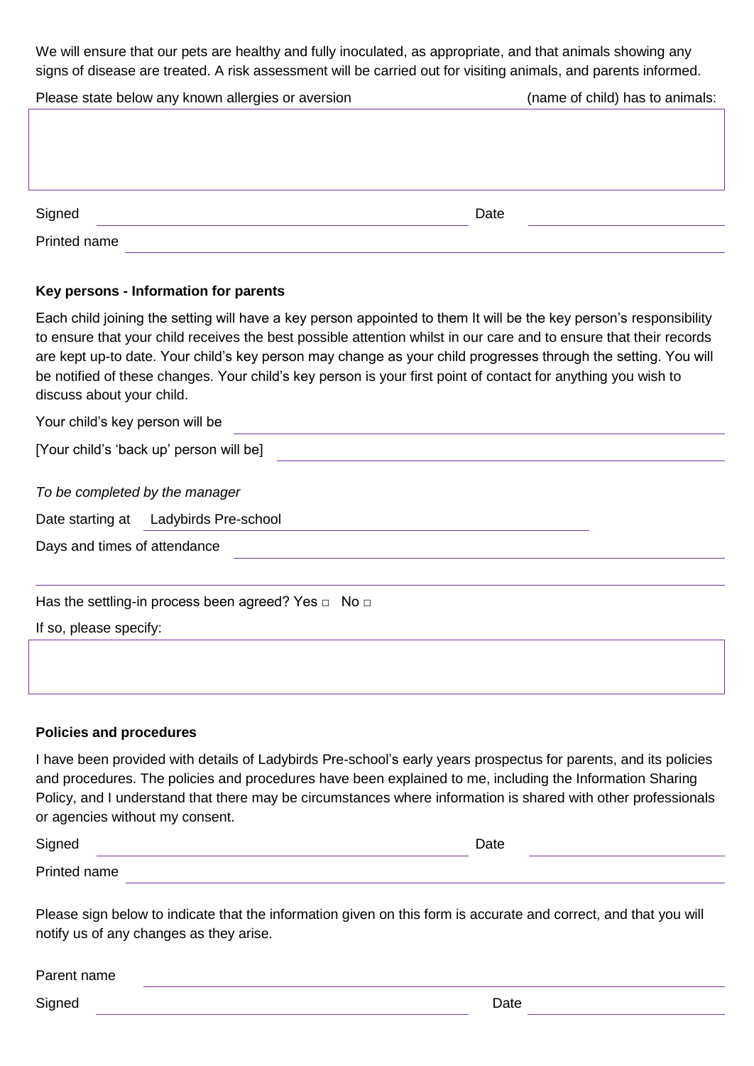We will ensure that our pets are healthy and fully inoculated, as appropriate, and that animals showing any signs of disease are treated. A risk assessment will be carried out for visiting animals, and parents informed.

Please state below any known allergies or aversion ______________ (name of child) has to animals:

| |
|---|
| |

Signed ______________________________ Date ______________

Printed name ______________________________

**Key persons - Information for parents**

Each child joining the setting will have a key person appointed to them It will be the key person's responsibility to ensure that your child receives the best possible attention whilst in our care and to ensure that their records are kept up-to date. Your child's key person may change as your child progresses through the setting. You will be notified of these changes. Your child's key person is your first point of contact for anything you wish to discuss about your child.

Your child's key person will be ______________________________

[Your child's 'back up' person will be] ______________________________

*To be completed by the manager*

Date starting at Ladybirds Pre-school ______________________________

Days and times of attendance ______________________________

______________________________

Has the settling-in process been agreed? Yes □ No □

If so, please specify:

| |
|---|
| |

**Policies and procedures**

I have been provided with details of Ladybirds Pre-school's early years prospectus for parents, and its policies and procedures. The policies and procedures have been explained to me, including the Information Sharing Policy, and I understand that there may be circumstances where information is shared with other professionals or agencies without my consent.

Signed ______________________________ Date ______________

Printed name ______________________________

Please sign below to indicate that the information given on this form is accurate and correct, and that you will notify us of any changes as they arise.

Parent name ______________________________

Signed ______________________________ Date ______________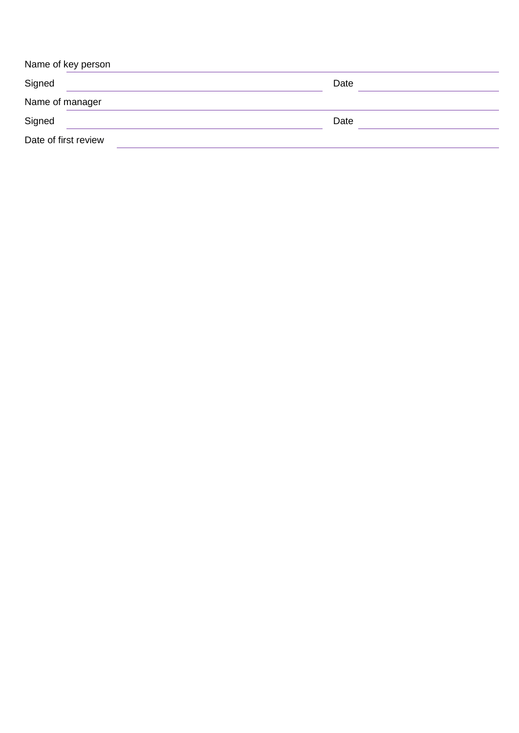Name of key person \_\_\_\_\_\_\_\_\_\_\_\_\_\_\_\_\_\_\_\_\_\_\_\_\_\_\_\_\_\_\_\_\_\_\_\_\_\_\_\_

Signed \_\_\_\_\_\_\_\_\_\_\_\_\_\_\_\_\_\_\_\_\_\_\_\_ Date \_\_\_\_\_\_\_\_\_\_\_\_\_\_\_\_

Name of manager \_\_\_\_\_\_\_\_\_\_\_\_\_\_\_\_\_\_\_\_\_\_\_\_\_\_\_\_\_\_\_\_\_\_\_\_\_\_\_\_

Signed \_\_\_\_\_\_\_\_\_\_\_\_\_\_\_\_\_\_\_\_\_\_\_\_ Date \_\_\_\_\_\_\_\_\_\_\_\_\_\_\_\_

Date of first review \_\_\_\_\_\_\_\_\_\_\_\_\_\_\_\_\_\_\_\_\_\_\_\_\_\_\_\_\_\_\_\_\_\_\_\_\_\_\_\_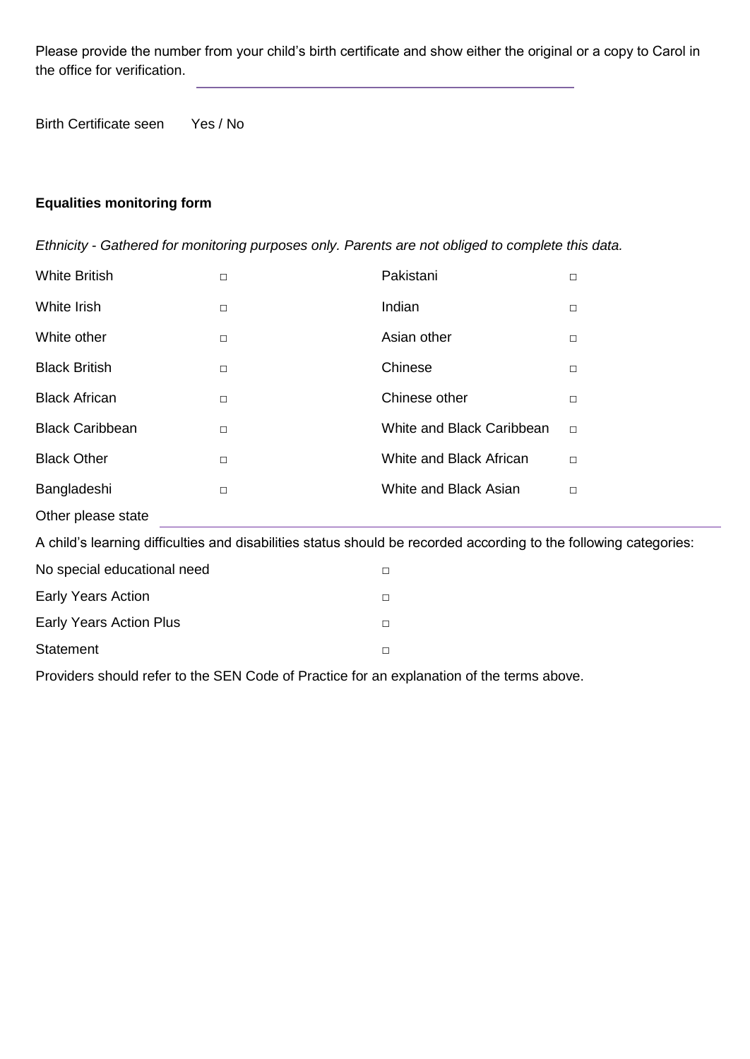Please provide the number from your child's birth certificate and show either the original or a copy to Carol in the office for verification.

\_\_\_\_\_\_\_\_\_\_\_\_\_\_\_\_\_\_\_\_\_\_\_\_\_\_\_\_\_\_\_\_\_\_\_\_\_\_\_\_

Birth Certificate seen Yes / No

**Equalities monitoring form**

*Ethnicity - Gathered for monitoring purposes only. Parents are not obliged to complete this data.*

| | | | |
|---|---|---|---|
| White British | □ | Pakistani | □ |
| White Irish | □ | Indian | □ |
| White other | □ | Asian other | □ |
| Black British | □ | Chinese | □ |
| Black African | □ | Chinese other | □ |
| Black Caribbean | □ | White and Black Caribbean | □ |
| Black Other | □ | White and Black African | □ |
| Bangladeshi | □ | White and Black Asian | □ |

Other please state \_\_\_\_\_\_\_\_\_\_\_\_\_\_\_\_\_\_\_\_\_\_\_\_\_\_\_\_\_\_\_\_\_\_\_\_\_\_\_\_

A child's learning difficulties and disabilities status should be recorded according to the following categories:

| | |
|---|---|
| No special educational need | □ |
| Early Years Action | □ |
| Early Years Action Plus | □ |
| Statement | □ |

Providers should refer to the SEN Code of Practice for an explanation of the terms above.